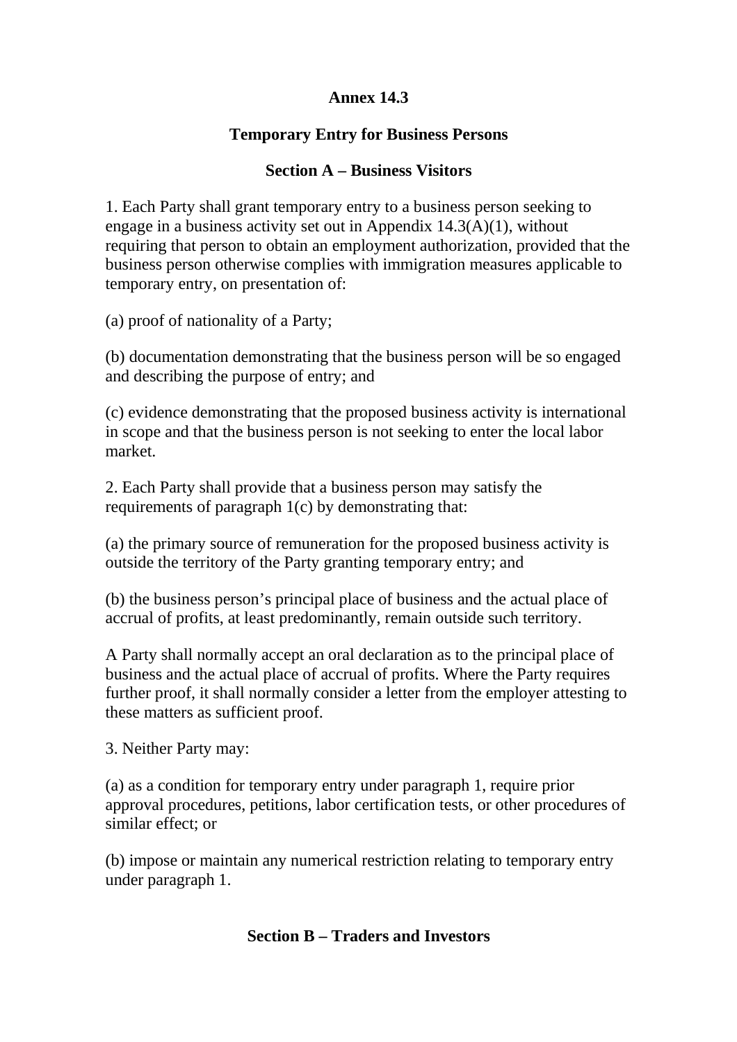# Annex 14.3

## Temporary Entry for Business Persons

### Section A – Business Visitors

1. Each Party shall grant temporary entry to a business person seeking to engage in a business activity set out in Appendix 14.3(A)(1), without requiring that person to obtain an employment authorization, provided that the business person otherwise complies with immigration measures applicable to temporary entry, on presentation of:

(a) proof of nationality of a Party;

(b) documentation demonstrating that the business person will be so engaged and describing the purpose of entry; and

(c) evidence demonstrating that the proposed business activity is international in scope and that the business person is not seeking to enter the local labor market.

2. Each Party shall provide that a business person may satisfy the requirements of paragraph 1(c) by demonstrating that:

(a) the primary source of remuneration for the proposed business activity is outside the territory of the Party granting temporary entry; and

(b) the business person's principal place of business and the actual place of accrual of profits, at least predominantly, remain outside such territory.

A Party shall normally accept an oral declaration as to the principal place of business and the actual place of accrual of profits. Where the Party requires further proof, it shall normally consider a letter from the employer attesting to these matters as sufficient proof.

3. Neither Party may:

(a) as a condition for temporary entry under paragraph 1, require prior approval procedures, petitions, labor certification tests, or other procedures of similar effect; or

(b) impose or maintain any numerical restriction relating to temporary entry under paragraph 1.

### Section B – Traders and Investors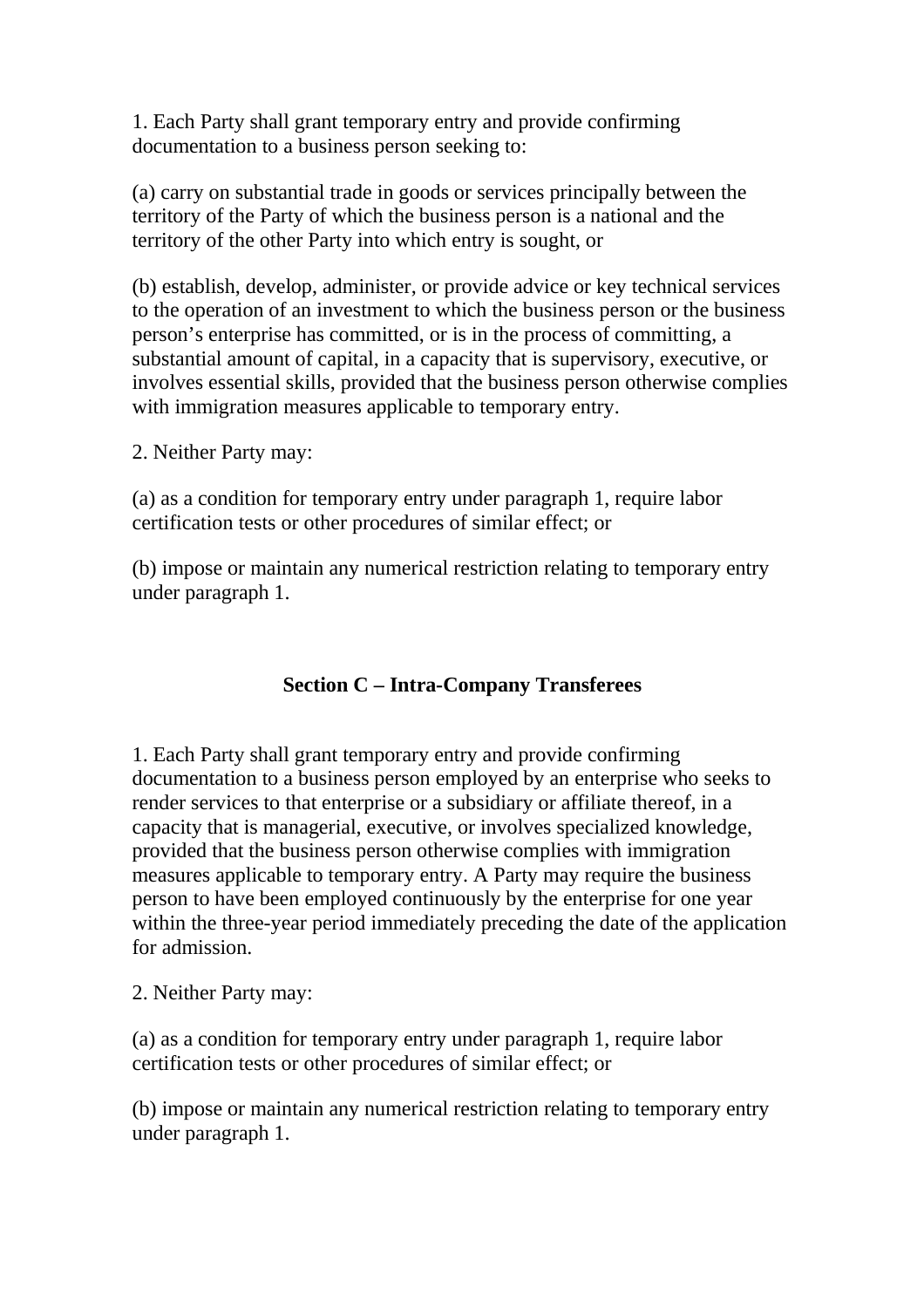1. Each Party shall grant temporary entry and provide confirming documentation to a business person seeking to:

(a) carry on substantial trade in goods or services principally between the territory of the Party of which the business person is a national and the territory of the other Party into which entry is sought, or

(b) establish, develop, administer, or provide advice or key technical services to the operation of an investment to which the business person or the business person's enterprise has committed, or is in the process of committing, a substantial amount of capital, in a capacity that is supervisory, executive, or involves essential skills, provided that the business person otherwise complies with immigration measures applicable to temporary entry.

2. Neither Party may:

(a) as a condition for temporary entry under paragraph 1, require labor certification tests or other procedures of similar effect; or

(b) impose or maintain any numerical restriction relating to temporary entry under paragraph 1.

## Section C – Intra-Company Transferees

1. Each Party shall grant temporary entry and provide confirming documentation to a business person employed by an enterprise who seeks to render services to that enterprise or a subsidiary or affiliate thereof, in a capacity that is managerial, executive, or involves specialized knowledge, provided that the business person otherwise complies with immigration measures applicable to temporary entry. A Party may require the business person to have been employed continuously by the enterprise for one year within the three-year period immediately preceding the date of the application for admission.

2. Neither Party may:

(a) as a condition for temporary entry under paragraph 1, require labor certification tests or other procedures of similar effect; or

(b) impose or maintain any numerical restriction relating to temporary entry under paragraph 1.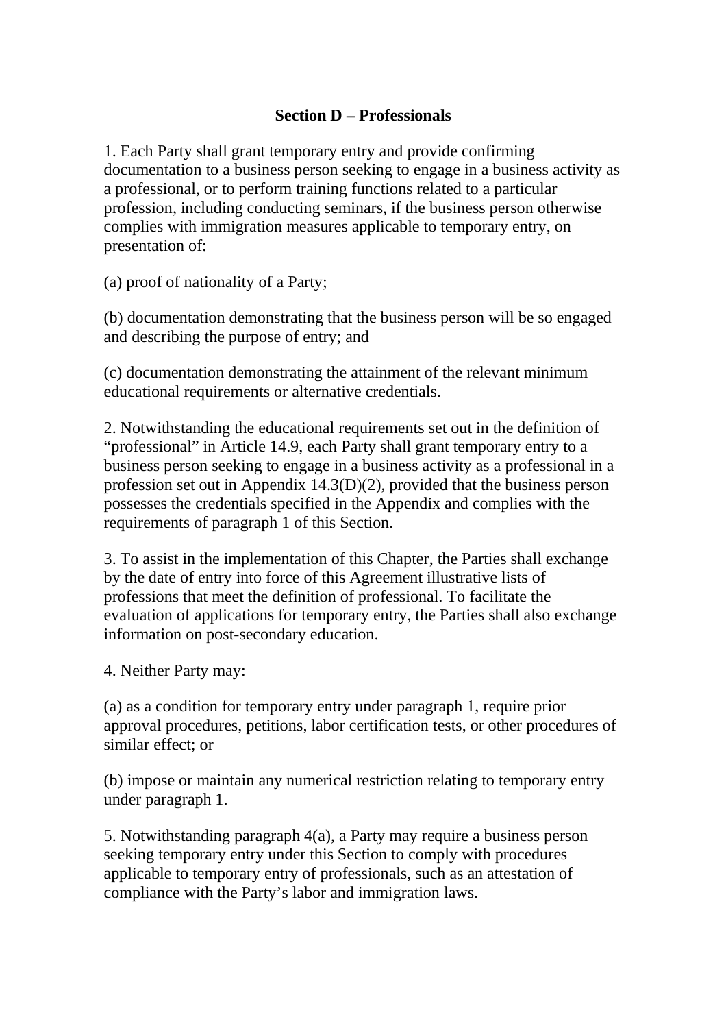## Section D – Professionals

1. Each Party shall grant temporary entry and provide confirming documentation to a business person seeking to engage in a business activity as a professional, or to perform training functions related to a particular profession, including conducting seminars, if the business person otherwise complies with immigration measures applicable to temporary entry, on presentation of:

(a) proof of nationality of a Party;

(b) documentation demonstrating that the business person will be so engaged and describing the purpose of entry; and

(c) documentation demonstrating the attainment of the relevant minimum educational requirements or alternative credentials.

2. Notwithstanding the educational requirements set out in the definition of "professional" in Article 14.9, each Party shall grant temporary entry to a business person seeking to engage in a business activity as a professional in a profession set out in Appendix 14.3(D)(2), provided that the business person possesses the credentials specified in the Appendix and complies with the requirements of paragraph 1 of this Section.

3. To assist in the implementation of this Chapter, the Parties shall exchange by the date of entry into force of this Agreement illustrative lists of professions that meet the definition of professional. To facilitate the evaluation of applications for temporary entry, the Parties shall also exchange information on post-secondary education.

4. Neither Party may:

(a) as a condition for temporary entry under paragraph 1, require prior approval procedures, petitions, labor certification tests, or other procedures of similar effect; or

(b) impose or maintain any numerical restriction relating to temporary entry under paragraph 1.

5. Notwithstanding paragraph 4(a), a Party may require a business person seeking temporary entry under this Section to comply with procedures applicable to temporary entry of professionals, such as an attestation of compliance with the Party's labor and immigration laws.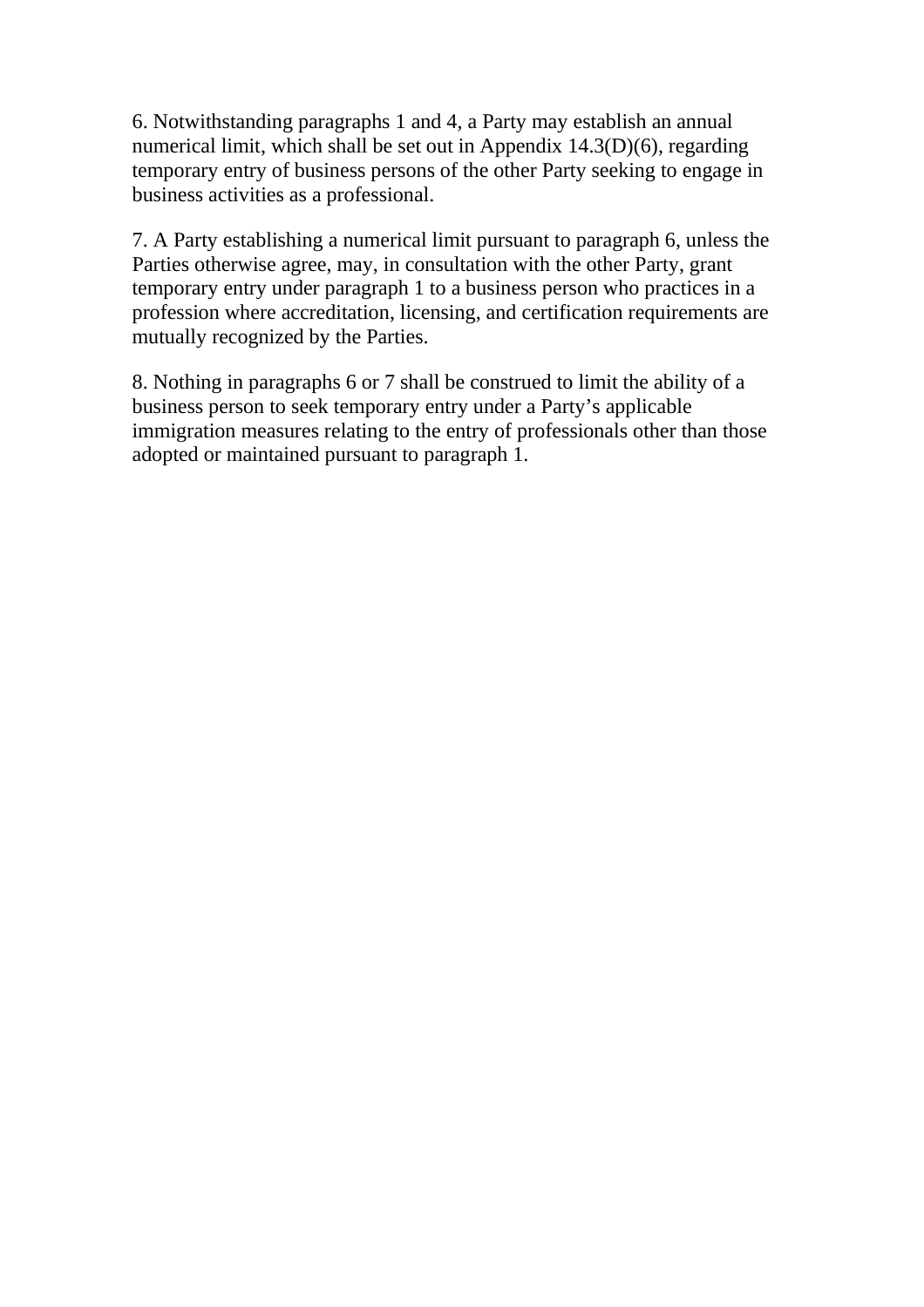6. Notwithstanding paragraphs 1 and 4, a Party may establish an annual numerical limit, which shall be set out in Appendix 14.3(D)(6), regarding temporary entry of business persons of the other Party seeking to engage in business activities as a professional.

7. A Party establishing a numerical limit pursuant to paragraph 6, unless the Parties otherwise agree, may, in consultation with the other Party, grant temporary entry under paragraph 1 to a business person who practices in a profession where accreditation, licensing, and certification requirements are mutually recognized by the Parties.

8. Nothing in paragraphs 6 or 7 shall be construed to limit the ability of a business person to seek temporary entry under a Party's applicable immigration measures relating to the entry of professionals other than those adopted or maintained pursuant to paragraph 1.